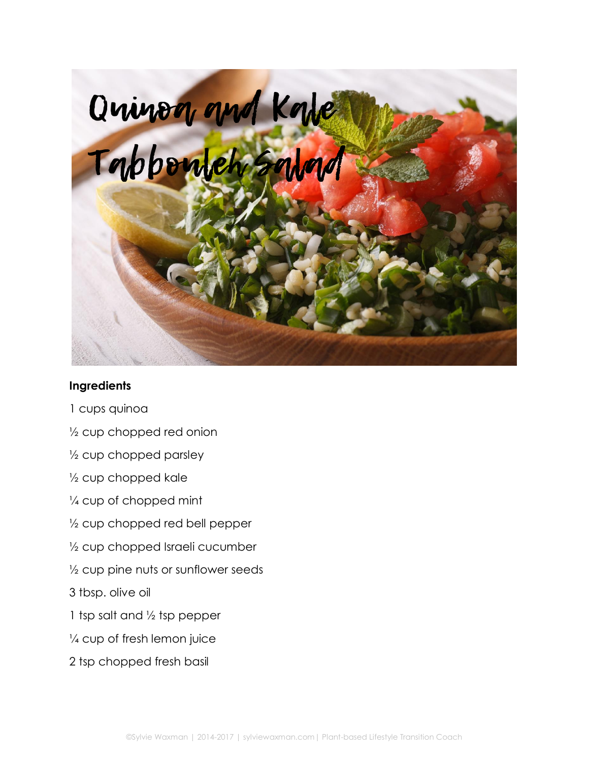# Quinoa and Kale Tabbouleh Salad

**Ingredients**

1 cups quinoa

½ cup chopped red onion

½ cup chopped parsley

½ cup chopped kale

¼ cup of chopped mint

½ cup chopped red bell pepper

½ cup chopped Israeli cucumber

½ cup pine nuts or sunflower seeds

3 tbsp. olive oil

1 tsp salt and ½ tsp pepper

¼ cup of fresh lemon juice

2 tsp chopped fresh basil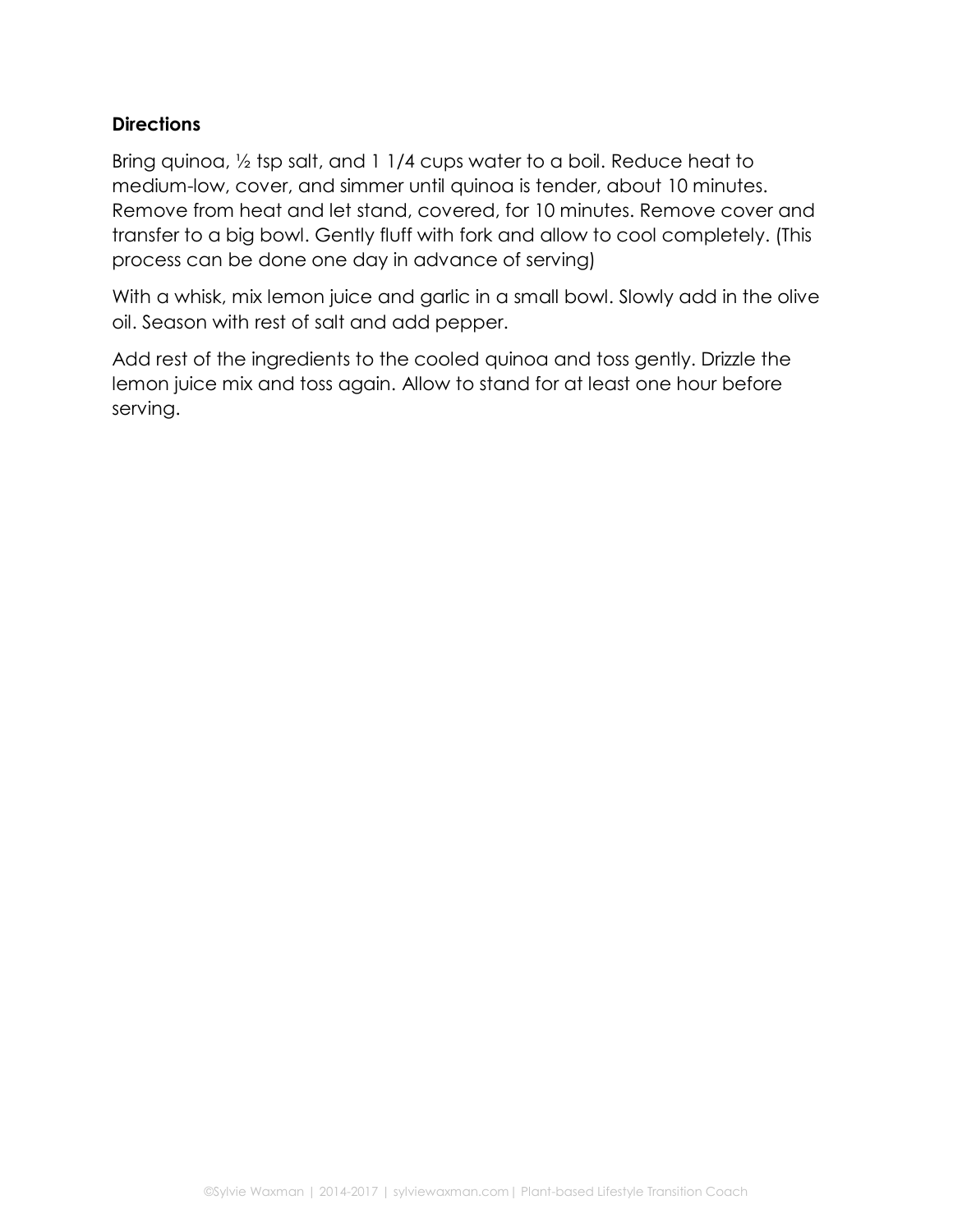**Directions**

Bring quinoa, ½ tsp salt, and 1 1/4 cups water to a boil. Reduce heat to medium-low, cover, and simmer until quinoa is tender, about 10 minutes. Remove from heat and let stand, covered, for 10 minutes. Remove cover and transfer to a big bowl. Gently fluff with fork and allow to cool completely. (This process can be done one day in advance of serving)

With a whisk, mix lemon juice and garlic in a small bowl. Slowly add in the olive oil. Season with rest of salt and add pepper.

Add rest of the ingredients to the cooled quinoa and toss gently. Drizzle the lemon juice mix and toss again. Allow to stand for at least one hour before serving.